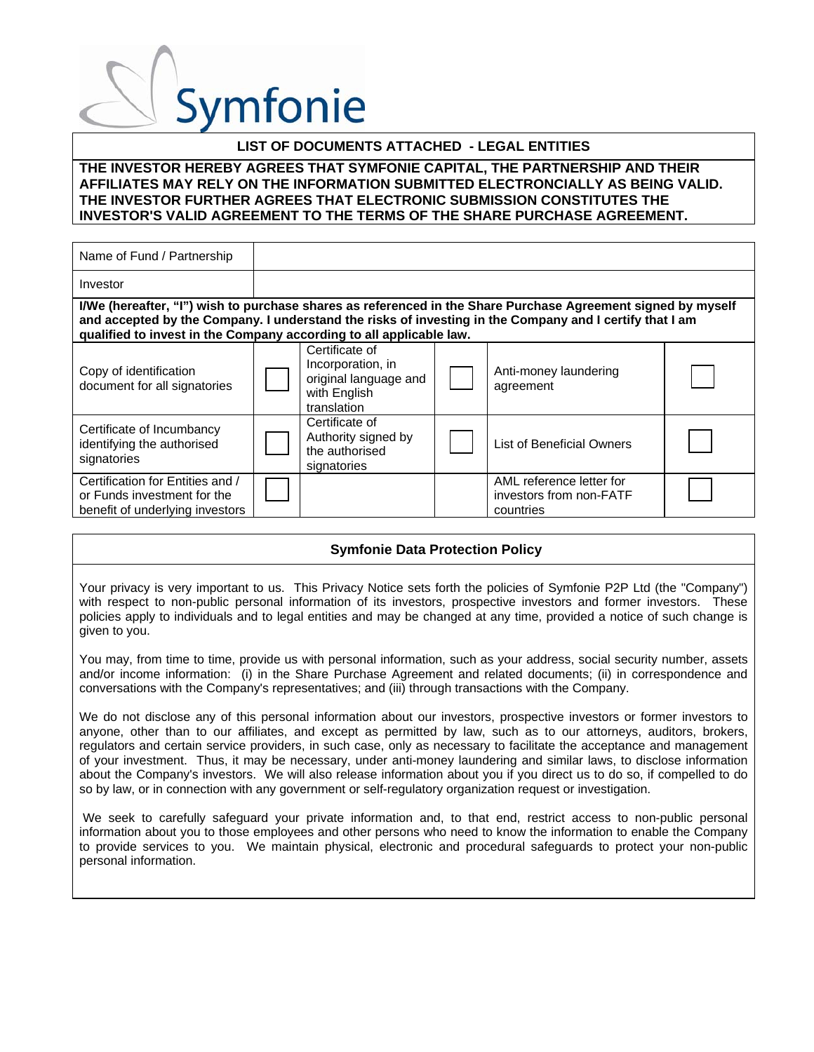Symfonie

## LIST OF DOCUMENTS ATTACHED - LEGAL ENTITIES

**THE INVESTOR HEREBY AGREES THAT SYMFONIE CAPITAL, THE PARTNERSHIP AND THEIR AFFILIATES MAY RELY ON THE INFORMATION SUBMITTED ELECTRONCIALLY AS BEING VALID. THE INVESTOR FURTHER AGREES THAT ELECTRONIC SUBMISSION CONSTITUTES THE INVESTOR'S VALID AGREEMENT TO THE TERMS OF THE SHARE PURCHASE AGREEMENT.**

| Name of Fund / Partnership | |
|---|---|
| Investor | |

**I/We (hereafter, "I") wish to purchase shares as referenced in the Share Purchase Agreement signed by myself and accepted by the Company. I understand the risks of investing in the Company and I certify that I am qualified to invest in the Company according to all applicable law.**

| | | | | | |
|---|---|---|---|---|---|
| Copy of identification document for all signatories | ☐ | Certificate of Incorporation, in original language and with English translation | ☐ | Anti-money laundering agreement | ☐ |
| Certificate of Incumbancy identifying the authorised signatories | ☐ | Certificate of Authority signed by the authorised signatories | ☐ | List of Beneficial Owners | ☐ |
| Certification for Entities and / or Funds investment for the benefit of underlying investors | ☐ | | | AML reference letter for investors from non-FATF countries | ☐ |

## Symfonie Data Protection Policy

Your privacy is very important to us. This Privacy Notice sets forth the policies of Symfonie P2P Ltd (the "Company") with respect to non-public personal information of its investors, prospective investors and former investors. These policies apply to individuals and to legal entities and may be changed at any time, provided a notice of such change is given to you.

You may, from time to time, provide us with personal information, such as your address, social security number, assets and/or income information: (i) in the Share Purchase Agreement and related documents; (ii) in correspondence and conversations with the Company's representatives; and (iii) through transactions with the Company.

We do not disclose any of this personal information about our investors, prospective investors or former investors to anyone, other than to our affiliates, and except as permitted by law, such as to our attorneys, auditors, brokers, regulators and certain service providers, in such case, only as necessary to facilitate the acceptance and management of your investment. Thus, it may be necessary, under anti-money laundering and similar laws, to disclose information about the Company's investors. We will also release information about you if you direct us to do so, if compelled to do so by law, or in connection with any government or self-regulatory organization request or investigation.

We seek to carefully safeguard your private information and, to that end, restrict access to non-public personal information about you to those employees and other persons who need to know the information to enable the Company to provide services to you. We maintain physical, electronic and procedural safeguards to protect your non-public personal information.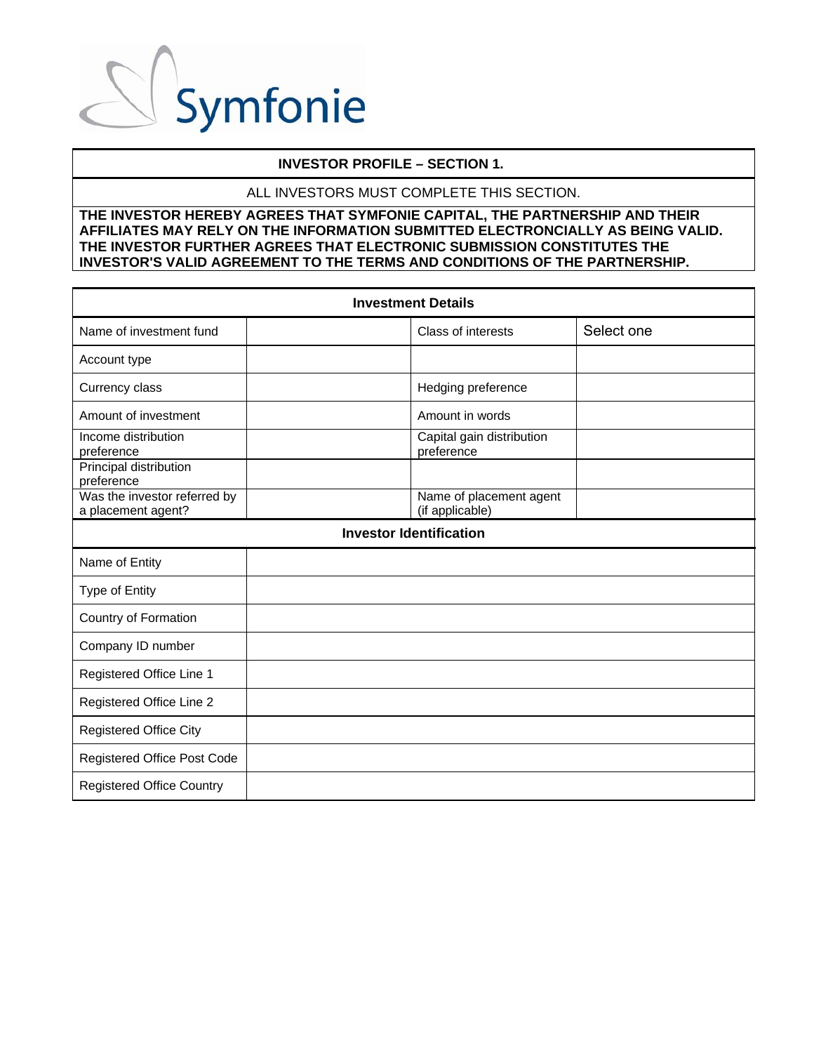Symfonie

| INVESTOR PROFILE – SECTION 1. |
|---|
| ALL INVESTORS MUST COMPLETE THIS SECTION. |
| **THE INVESTOR HEREBY AGREES THAT SYMFONIE CAPITAL, THE PARTNERSHIP AND THEIR AFFILIATES MAY RELY ON THE INFORMATION SUBMITTED ELECTRONCIALLY AS BEING VALID. THE INVESTOR FURTHER AGREES THAT ELECTRONIC SUBMISSION CONSTITUTES THE INVESTOR'S VALID AGREEMENT TO THE TERMS AND CONDITIONS OF THE PARTNERSHIP.** |

| **Investment Details** | | | |
|---|---|---|---|
| Name of investment fund | | Class of interests | Select one |
| Account type | | | |
| Currency class | | Hedging preference | |
| Amount of investment | | Amount in words | |
| Income distribution preference | | Capital gain distribution preference | |
| Principal distribution preference | | | |
| Was the investor referred by a placement agent? | | Name of placement agent (if applicable) | |

| **Investor Identification** | |
|---|---|
| Name of Entity | |
| Type of Entity | |
| Country of Formation | |
| Company ID number | |
| Registered Office Line 1 | |
| Registered Office Line 2 | |
| Registered Office City | |
| Registered Office Post Code | |
| Registered Office Country | |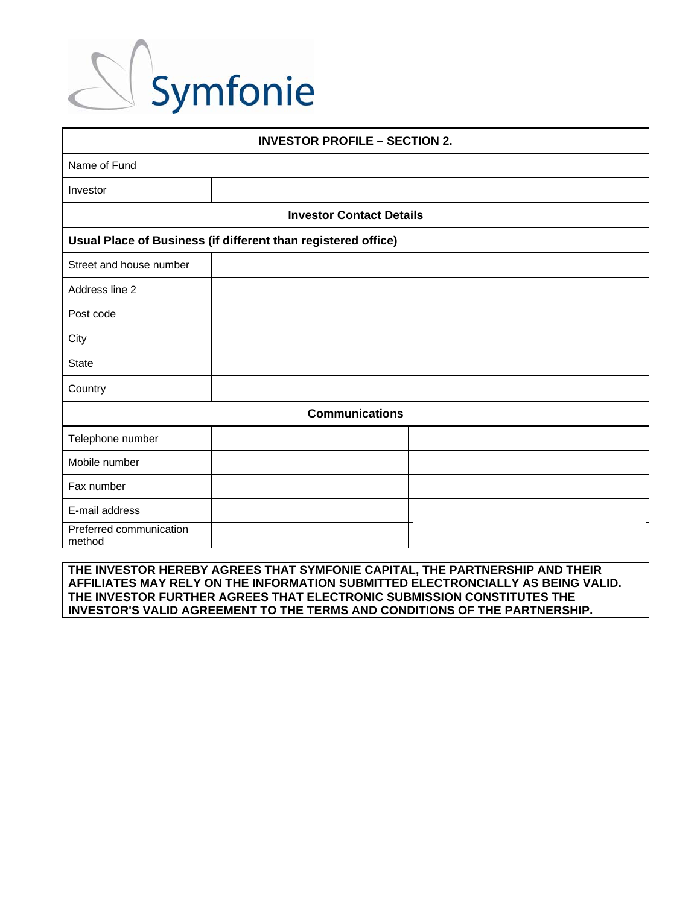Symfonie

| INVESTOR PROFILE – SECTION 2. | | |
|---|---|---|
| Name of Fund | | |
| Investor | | |
| **Investor Contact Details** | | |
| **Usual Place of Business (if different than registered office)** | | |
| Street and house number | | |
| Address line 2 | | |
| Post code | | |
| City | | |
| State | | |
| Country | | |
| **Communications** | | |
| Telephone number | | |
| Mobile number | | |
| Fax number | | |
| E-mail address | | |
| Preferred communication method | | |

**THE INVESTOR HEREBY AGREES THAT SYMFONIE CAPITAL, THE PARTNERSHIP AND THEIR AFFILIATES MAY RELY ON THE INFORMATION SUBMITTED ELECTRONCIALLY AS BEING VALID. THE INVESTOR FURTHER AGREES THAT ELECTRONIC SUBMISSION CONSTITUTES THE INVESTOR'S VALID AGREEMENT TO THE TERMS AND CONDITIONS OF THE PARTNERSHIP.**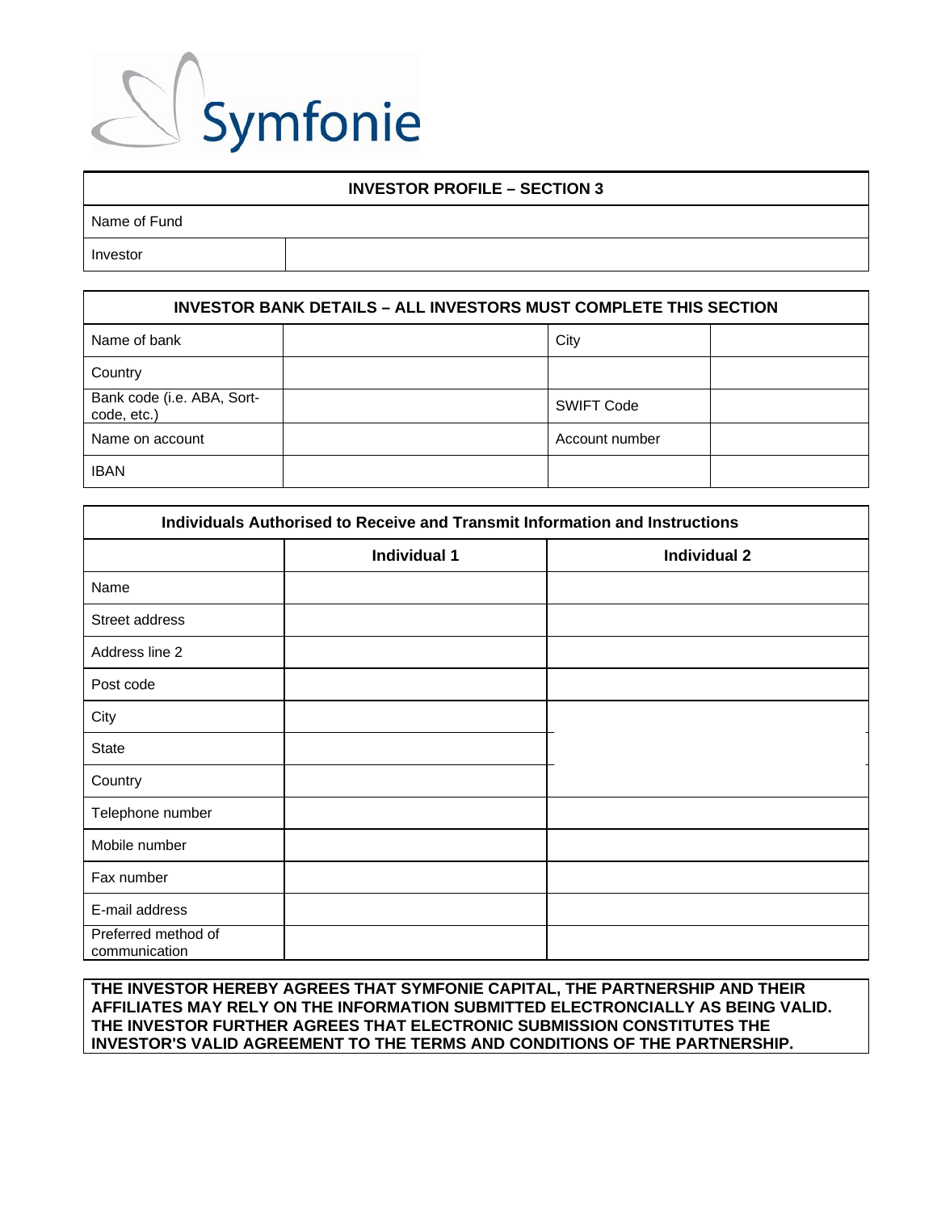Symfonie

| INVESTOR PROFILE – SECTION 3 | |
|---|---|
| Name of Fund | |
| Investor | |

| INVESTOR BANK DETAILS – ALL INVESTORS MUST COMPLETE THIS SECTION | | | |
|---|---|---|---|
| Name of bank | | City | |
| Country | | | |
| Bank code (i.e. ABA, Sort-code, etc.) | | SWIFT Code | |
| Name on account | | Account number | |
| IBAN | | | |

| Individuals Authorised to Receive and Transmit Information and Instructions | | |
|---|---|---|
| | **Individual 1** | **Individual 2** |
| Name | | |
| Street address | | |
| Address line 2 | | |
| Post code | | |
| City | | |
| State | | |
| Country | | |
| Telephone number | | |
| Mobile number | | |
| Fax number | | |
| E-mail address | | |
| Preferred method of communication | | |

**THE INVESTOR HEREBY AGREES THAT SYMFONIE CAPITAL, THE PARTNERSHIP AND THEIR AFFILIATES MAY RELY ON THE INFORMATION SUBMITTED ELECTRONCIALLY AS BEING VALID. THE INVESTOR FURTHER AGREES THAT ELECTRONIC SUBMISSION CONSTITUTES THE INVESTOR'S VALID AGREEMENT TO THE TERMS AND CONDITIONS OF THE PARTNERSHIP.**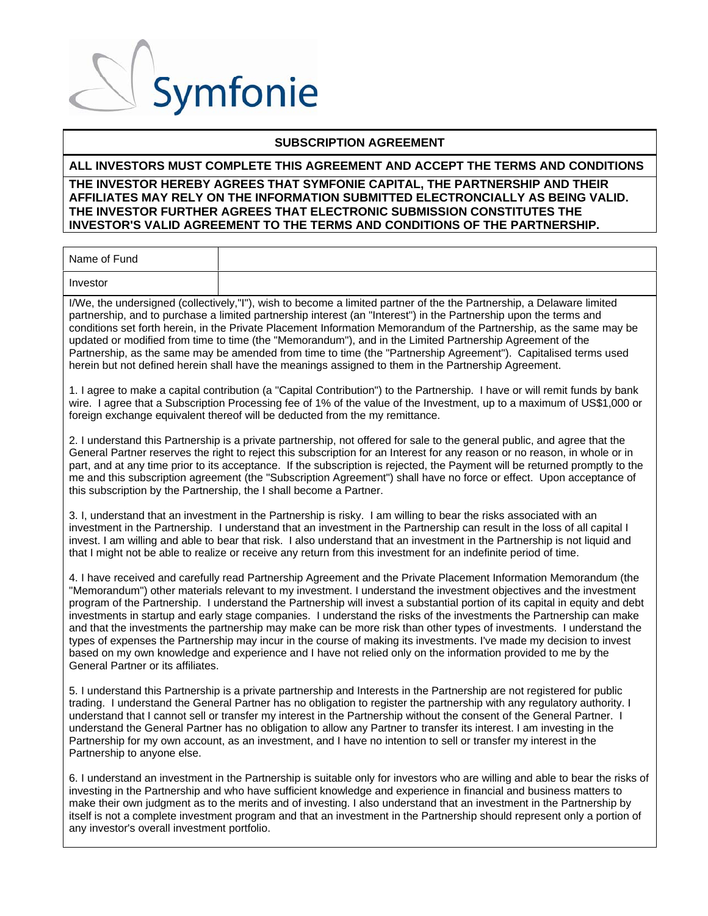Symfonie

## SUBSCRIPTION AGREEMENT

**ALL INVESTORS MUST COMPLETE THIS AGREEMENT AND ACCEPT THE TERMS AND CONDITIONS**

**THE INVESTOR HEREBY AGREES THAT SYMFONIE CAPITAL, THE PARTNERSHIP AND THEIR AFFILIATES MAY RELY ON THE INFORMATION SUBMITTED ELECTRONCIALLY AS BEING VALID. THE INVESTOR FURTHER AGREES THAT ELECTRONIC SUBMISSION CONSTITUTES THE INVESTOR'S VALID AGREEMENT TO THE TERMS AND CONDITIONS OF THE PARTNERSHIP.**

| Name of Fund | |
| --- | --- |
| Investor | |

I/We, the undersigned (collectively,"I"), wish to become a limited partner of the the Partnership, a Delaware limited partnership, and to purchase a limited partnership interest (an "Interest") in the Partnership upon the terms and conditions set forth herein, in the Private Placement Information Memorandum of the Partnership, as the same may be updated or modified from time to time (the "Memorandum"), and in the Limited Partnership Agreement of the Partnership, as the same may be amended from time to time (the "Partnership Agreement"). Capitalised terms used herein but not defined herein shall have the meanings assigned to them in the Partnership Agreement.

1. I agree to make a capital contribution (a "Capital Contribution") to the Partnership. I have or will remit funds by bank wire. I agree that a Subscription Processing fee of 1% of the value of the Investment, up to a maximum of US$1,000 or foreign exchange equivalent thereof will be deducted from the my remittance.

2. I understand this Partnership is a private partnership, not offered for sale to the general public, and agree that the General Partner reserves the right to reject this subscription for an Interest for any reason or no reason, in whole or in part, and at any time prior to its acceptance. If the subscription is rejected, the Payment will be returned promptly to the me and this subscription agreement (the "Subscription Agreement") shall have no force or effect. Upon acceptance of this subscription by the Partnership, the I shall become a Partner.

3. I, understand that an investment in the Partnership is risky. I am willing to bear the risks associated with an investment in the Partnership. I understand that an investment in the Partnership can result in the loss of all capital I invest. I am willing and able to bear that risk. I also understand that an investment in the Partnership is not liquid and that I might not be able to realize or receive any return from this investment for an indefinite period of time.

4. I have received and carefully read Partnership Agreement and the Private Placement Information Memorandum (the "Memorandum") other materials relevant to my investment. I understand the investment objectives and the investment program of the Partnership. I understand the Partnership will invest a substantial portion of its capital in equity and debt investments in startup and early stage companies. I understand the risks of the investments the Partnership can make and that the investments the partnership may make can be more risk than other types of investments. I understand the types of expenses the Partnership may incur in the course of making its investments. I've made my decision to invest based on my own knowledge and experience and I have not relied only on the information provided to me by the General Partner or its affiliates.

5. I understand this Partnership is a private partnership and Interests in the Partnership are not registered for public trading. I understand the General Partner has no obligation to register the partnership with any regulatory authority. I understand that I cannot sell or transfer my interest in the Partnership without the consent of the General Partner. I understand the General Partner has no obligation to allow any Partner to transfer its interest. I am investing in the Partnership for my own account, as an investment, and I have no intention to sell or transfer my interest in the Partnership to anyone else.

6. I understand an investment in the Partnership is suitable only for investors who are willing and able to bear the risks of investing in the Partnership and who have sufficient knowledge and experience in financial and business matters to make their own judgment as to the merits and of investing. I also understand that an investment in the Partnership by itself is not a complete investment program and that an investment in the Partnership should represent only a portion of any investor's overall investment portfolio.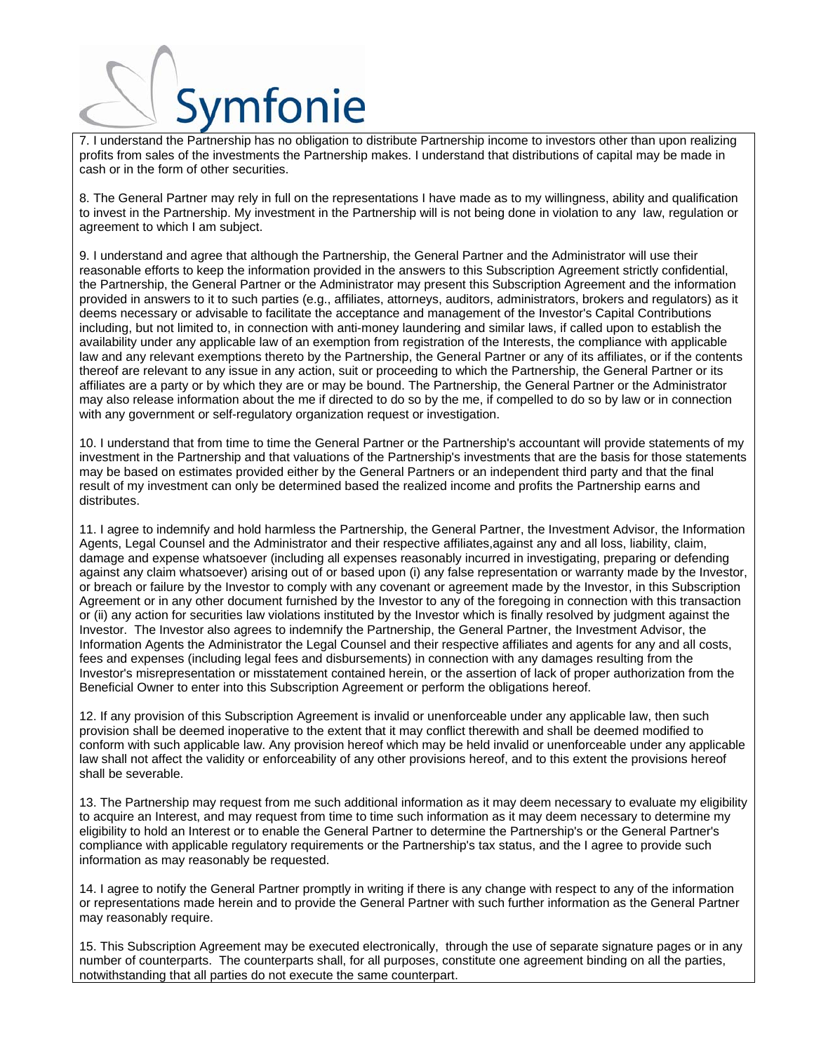7. I understand the Partnership has no obligation to distribute Partnership income to investors other than upon realizing profits from sales of the investments the Partnership makes. I understand that distributions of capital may be made in cash or in the form of other securities.

8. The General Partner may rely in full on the representations I have made as to my willingness, ability and qualification to invest in the Partnership. My investment in the Partnership will is not being done in violation to any law, regulation or agreement to which I am subject.

9. I understand and agree that although the Partnership, the General Partner and the Administrator will use their reasonable efforts to keep the information provided in the answers to this Subscription Agreement strictly confidential, the Partnership, the General Partner or the Administrator may present this Subscription Agreement and the information provided in answers to it to such parties (e.g., affiliates, attorneys, auditors, administrators, brokers and regulators) as it deems necessary or advisable to facilitate the acceptance and management of the Investor's Capital Contributions including, but not limited to, in connection with anti-money laundering and similar laws, if called upon to establish the availability under any applicable law of an exemption from registration of the Interests, the compliance with applicable law and any relevant exemptions thereto by the Partnership, the General Partner or any of its affiliates, or if the contents thereof are relevant to any issue in any action, suit or proceeding to which the Partnership, the General Partner or its affiliates are a party or by which they are or may be bound. The Partnership, the General Partner or the Administrator may also release information about the me if directed to do so by the me, if compelled to do so by law or in connection with any government or self-regulatory organization request or investigation.

10. I understand that from time to time the General Partner or the Partnership's accountant will provide statements of my investment in the Partnership and that valuations of the Partnership's investments that are the basis for those statements may be based on estimates provided either by the General Partners or an independent third party and that the final result of my investment can only be determined based the realized income and profits the Partnership earns and distributes.

11. I agree to indemnify and hold harmless the Partnership, the General Partner, the Investment Advisor, the Information Agents, Legal Counsel and the Administrator and their respective affiliates,against any and all loss, liability, claim, damage and expense whatsoever (including all expenses reasonably incurred in investigating, preparing or defending against any claim whatsoever) arising out of or based upon (i) any false representation or warranty made by the Investor, or breach or failure by the Investor to comply with any covenant or agreement made by the Investor, in this Subscription Agreement or in any other document furnished by the Investor to any of the foregoing in connection with this transaction or (ii) any action for securities law violations instituted by the Investor which is finally resolved by judgment against the Investor. The Investor also agrees to indemnify the Partnership, the General Partner, the Investment Advisor, the Information Agents the Administrator the Legal Counsel and their respective affiliates and agents for any and all costs, fees and expenses (including legal fees and disbursements) in connection with any damages resulting from the Investor's misrepresentation or misstatement contained herein, or the assertion of lack of proper authorization from the Beneficial Owner to enter into this Subscription Agreement or perform the obligations hereof.

12. If any provision of this Subscription Agreement is invalid or unenforceable under any applicable law, then such provision shall be deemed inoperative to the extent that it may conflict therewith and shall be deemed modified to conform with such applicable law. Any provision hereof which may be held invalid or unenforceable under any applicable law shall not affect the validity or enforceability of any other provisions hereof, and to this extent the provisions hereof shall be severable.

13. The Partnership may request from me such additional information as it may deem necessary to evaluate my eligibility to acquire an Interest, and may request from time to time such information as it may deem necessary to determine my eligibility to hold an Interest or to enable the General Partner to determine the Partnership's or the General Partner's compliance with applicable regulatory requirements or the Partnership's tax status, and the I agree to provide such information as may reasonably be requested.

14. I agree to notify the General Partner promptly in writing if there is any change with respect to any of the information or representations made herein and to provide the General Partner with such further information as the General Partner may reasonably require.

15. This Subscription Agreement may be executed electronically, through the use of separate signature pages or in any number of counterparts. The counterparts shall, for all purposes, constitute one agreement binding on all the parties, notwithstanding that all parties do not execute the same counterpart.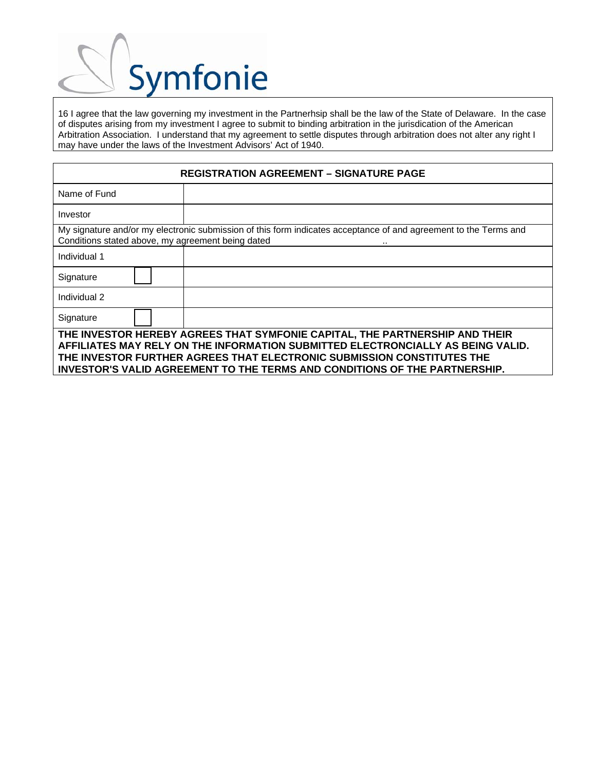Symfonie

16 I agree that the law governing my investment in the Partnerhsip shall be the law of the State of Delaware. In the case of disputes arising from my investment I agree to submit to binding arbitration in the jurisdication of the American Arbitration Association. I understand that my agreement to settle disputes through arbitration does not alter any right I may have under the laws of the Investment Advisors' Act of 1940.

| REGISTRATION AGREEMENT – SIGNATURE PAGE | |
|---|---|
| Name of Fund | |
| Investor | |
| My signature and/or my electronic submission of this form indicates acceptance of and agreement to the Terms and Conditions stated above, my agreement being dated .. | |
| Individual 1 | |
| Signature ☐ | |
| Individual 2 | |
| Signature ☐ | |

**THE INVESTOR HEREBY AGREES THAT SYMFONIE CAPITAL, THE PARTNERSHIP AND THEIR AFFILIATES MAY RELY ON THE INFORMATION SUBMITTED ELECTRONCIALLY AS BEING VALID. THE INVESTOR FURTHER AGREES THAT ELECTRONIC SUBMISSION CONSTITUTES THE INVESTOR'S VALID AGREEMENT TO THE TERMS AND CONDITIONS OF THE PARTNERSHIP.**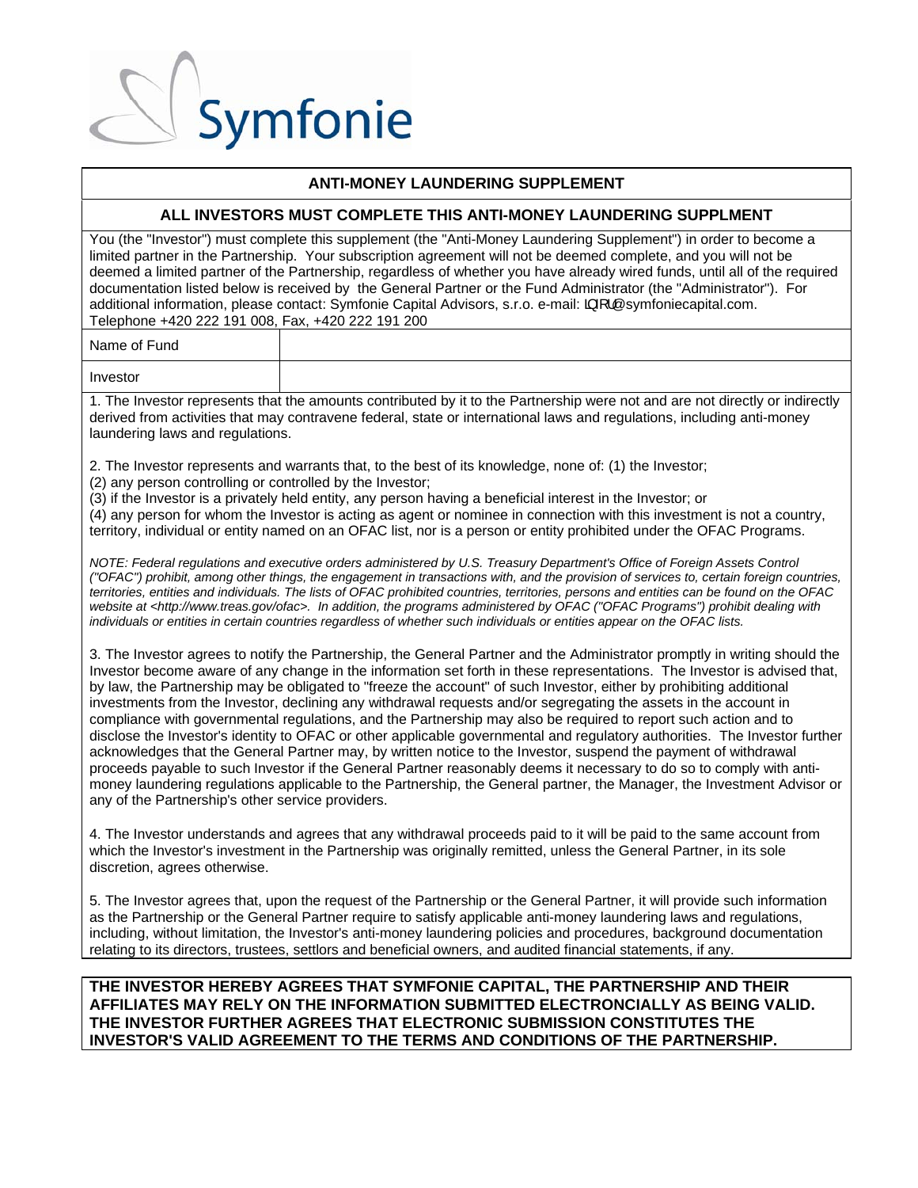Symfonie

## ANTI-MONEY LAUNDERING SUPPLEMENT

### ALL INVESTORS MUST COMPLETE THIS ANTI-MONEY LAUNDERING SUPPLMENT

You (the "Investor") must complete this supplement (the "Anti-Money Laundering Supplement") in order to become a limited partner in the Partnership. Your subscription agreement will not be deemed complete, and you will not be deemed a limited partner of the Partnership, regardless of whether you have already wired funds, until all of the required documentation listed below is received by the General Partner or the Fund Administrator (the "Administrator"). For additional information, please contact: Symfonie Capital Advisors, s.r.o. e-mail: LQIRU@symfoniecapital.com. Telephone +420 222 191 008, Fax, +420 222 191 200

| Name of Fund | |
|---|---|
| Investor | |

1. The Investor represents that the amounts contributed by it to the Partnership were not and are not directly or indirectly derived from activities that may contravene federal, state or international laws and regulations, including anti-money laundering laws and regulations.

2. The Investor represents and warrants that, to the best of its knowledge, none of: (1) the Investor;
(2) any person controlling or controlled by the Investor;
(3) if the Investor is a privately held entity, any person having a beneficial interest in the Investor; or
(4) any person for whom the Investor is acting as agent or nominee in connection with this investment is not a country, territory, individual or entity named on an OFAC list, nor is a person or entity prohibited under the OFAC Programs.

*NOTE: Federal regulations and executive orders administered by U.S. Treasury Department's Office of Foreign Assets Control ("OFAC") prohibit, among other things, the engagement in transactions with, and the provision of services to, certain foreign countries, territories, entities and individuals. The lists of OFAC prohibited countries, territories, persons and entities can be found on the OFAC website at <http://www.treas.gov/ofac>. In addition, the programs administered by OFAC ("OFAC Programs") prohibit dealing with individuals or entities in certain countries regardless of whether such individuals or entities appear on the OFAC lists.*

3. The Investor agrees to notify the Partnership, the General Partner and the Administrator promptly in writing should the Investor become aware of any change in the information set forth in these representations. The Investor is advised that, by law, the Partnership may be obligated to "freeze the account" of such Investor, either by prohibiting additional investments from the Investor, declining any withdrawal requests and/or segregating the assets in the account in compliance with governmental regulations, and the Partnership may also be required to report such action and to disclose the Investor's identity to OFAC or other applicable governmental and regulatory authorities. The Investor further acknowledges that the General Partner may, by written notice to the Investor, suspend the payment of withdrawal proceeds payable to such Investor if the General Partner reasonably deems it necessary to do so to comply with anti-money laundering regulations applicable to the Partnership, the General partner, the Manager, the Investment Advisor or any of the Partnership's other service providers.

4. The Investor understands and agrees that any withdrawal proceeds paid to it will be paid to the same account from which the Investor's investment in the Partnership was originally remitted, unless the General Partner, in its sole discretion, agrees otherwise.

5. The Investor agrees that, upon the request of the Partnership or the General Partner, it will provide such information as the Partnership or the General Partner require to satisfy applicable anti-money laundering laws and regulations, including, without limitation, the Investor's anti-money laundering policies and procedures, background documentation relating to its directors, trustees, settlors and beneficial owners, and audited financial statements, if any.

**THE INVESTOR HEREBY AGREES THAT SYMFONIE CAPITAL, THE PARTNERSHIP AND THEIR AFFILIATES MAY RELY ON THE INFORMATION SUBMITTED ELECTRONCIALLY AS BEING VALID. THE INVESTOR FURTHER AGREES THAT ELECTRONIC SUBMISSION CONSTITUTES THE INVESTOR'S VALID AGREEMENT TO THE TERMS AND CONDITIONS OF THE PARTNERSHIP.**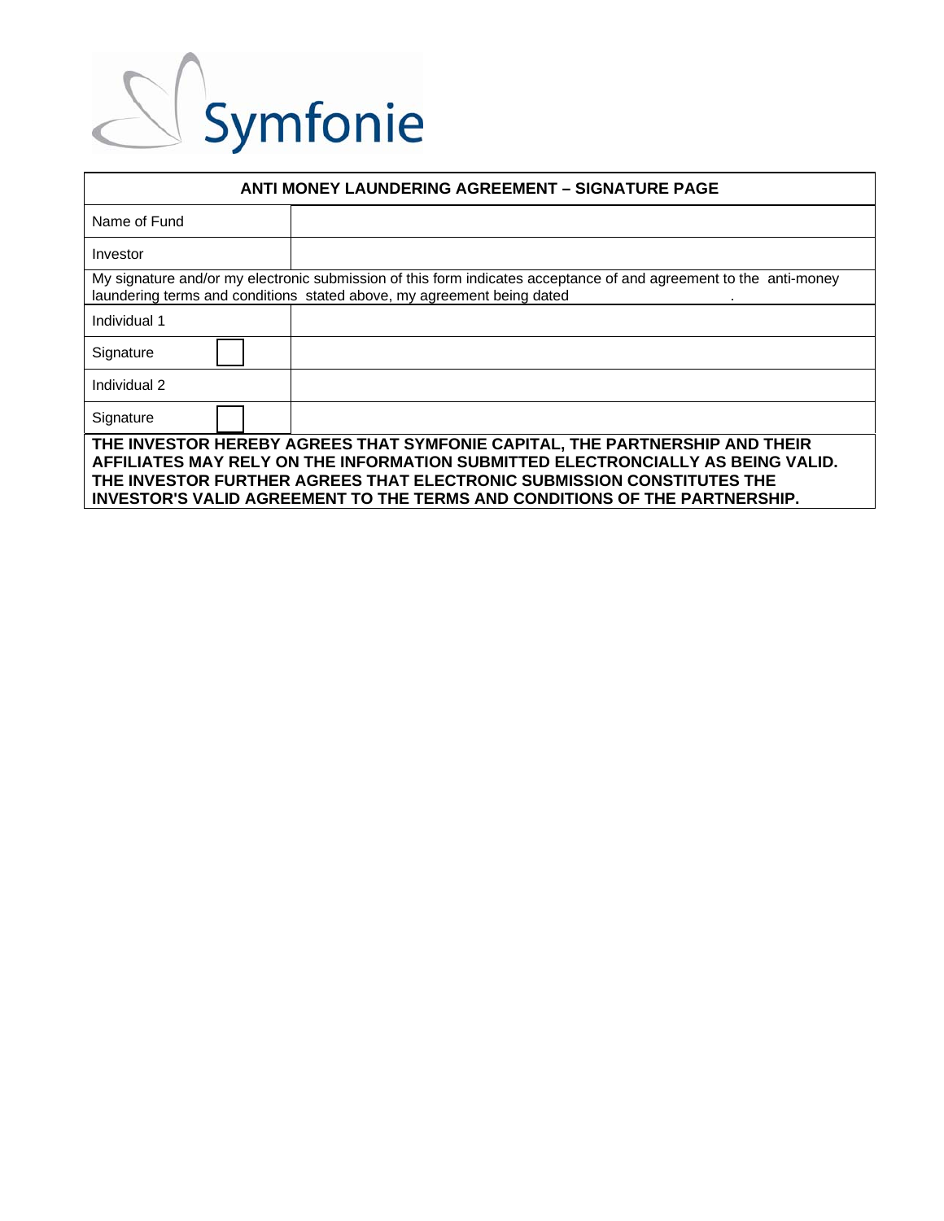Symfonie

| ANTI MONEY LAUNDERING AGREEMENT – SIGNATURE PAGE | |
|---|---|
| Name of Fund | |
| Investor | |
| My signature and/or my electronic submission of this form indicates acceptance of and agreement to the anti-money laundering terms and conditions stated above, my agreement being dated . | |
| Individual 1 | |
| Signature ☐ | |
| Individual 2 | |
| Signature ☐ | |
| **THE INVESTOR HEREBY AGREES THAT SYMFONIE CAPITAL, THE PARTNERSHIP AND THEIR AFFILIATES MAY RELY ON THE INFORMATION SUBMITTED ELECTRONCIALLY AS BEING VALID. THE INVESTOR FURTHER AGREES THAT ELECTRONIC SUBMISSION CONSTITUTES THE INVESTOR'S VALID AGREEMENT TO THE TERMS AND CONDITIONS OF THE PARTNERSHIP.** | |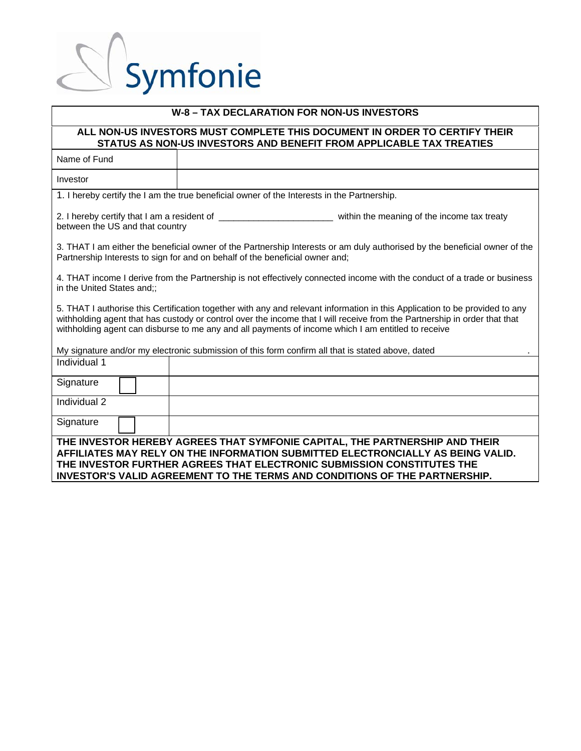Symfonie

## W-8 – TAX DECLARATION FOR NON-US INVESTORS

**ALL NON-US INVESTORS MUST COMPLETE THIS DOCUMENT IN ORDER TO CERTIFY THEIR STATUS AS NON-US INVESTORS AND BENEFIT FROM APPLICABLE TAX TREATIES**

| Name of Fund | |
|---|---|
| Investor | |

1. I hereby certify the I am the true beneficial owner of the Interests in the Partnership.

2. I hereby certify that I am a resident of _______________________ within the meaning of the income tax treaty between the US and that country

3. THAT I am either the beneficial owner of the Partnership Interests or am duly authorised by the beneficial owner of the Partnership Interests to sign for and on behalf of the beneficial owner and;

4. THAT income I derive from the Partnership is not effectively connected income with the conduct of a trade or business in the United States and;;

5. THAT I authorise this Certification together with any and relevant information in this Application to be provided to any withholding agent that has custody or control over the income that I will receive from the Partnership in order that that withholding agent can disburse to me any and all payments of income which I am entitled to receive

My signature and/or my electronic submission of this form confirm all that is stated above, dated .

| Individual 1 | |
|---|---|
| Signature ☐ | |
| Individual 2 | |
| Signature ☐ | |

**THE INVESTOR HEREBY AGREES THAT SYMFONIE CAPITAL, THE PARTNERSHIP AND THEIR AFFILIATES MAY RELY ON THE INFORMATION SUBMITTED ELECTRONCIALLY AS BEING VALID. THE INVESTOR FURTHER AGREES THAT ELECTRONIC SUBMISSION CONSTITUTES THE INVESTOR'S VALID AGREEMENT TO THE TERMS AND CONDITIONS OF THE PARTNERSHIP.**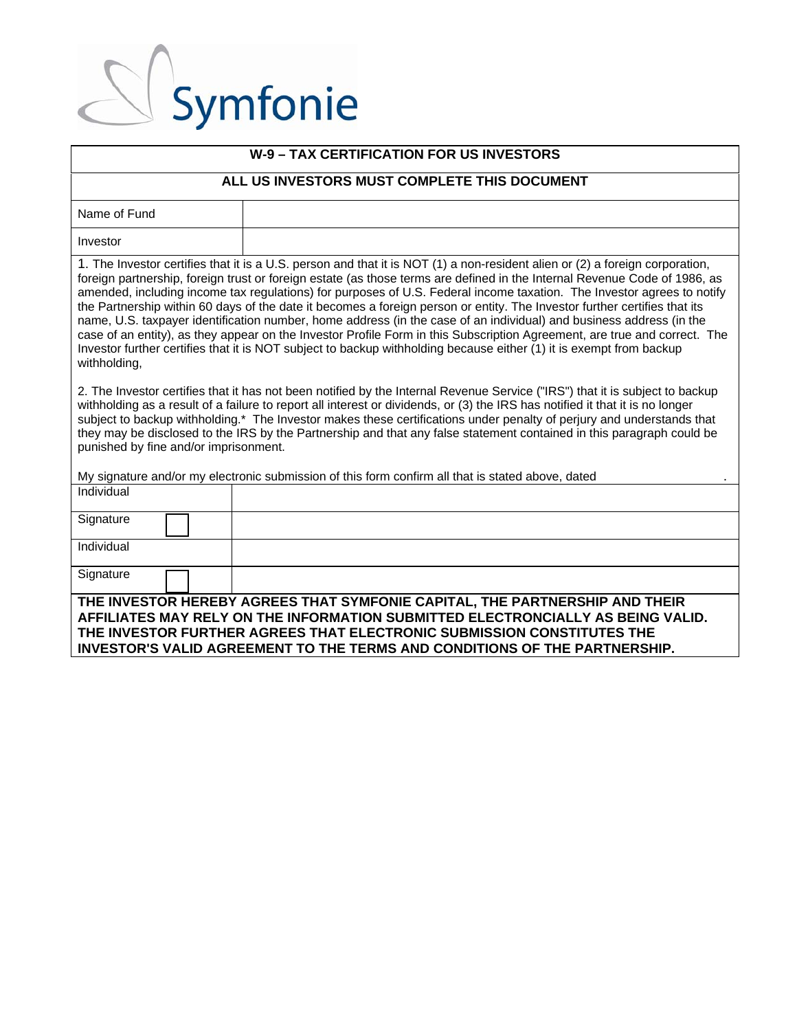Symfonie

| W-9 – TAX CERTIFICATION FOR US INVESTORS | |
|---|---|
| **ALL US INVESTORS MUST COMPLETE THIS DOCUMENT** | |
| Name of Fund | |
| Investor | |

1. The Investor certifies that it is a U.S. person and that it is NOT (1) a non-resident alien or (2) a foreign corporation, foreign partnership, foreign trust or foreign estate (as those terms are defined in the Internal Revenue Code of 1986, as amended, including income tax regulations) for purposes of U.S. Federal income taxation. The Investor agrees to notify the Partnership within 60 days of the date it becomes a foreign person or entity. The Investor further certifies that its name, U.S. taxpayer identification number, home address (in the case of an individual) and business address (in the case of an entity), as they appear on the Investor Profile Form in this Subscription Agreement, are true and correct. The Investor further certifies that it is NOT subject to backup withholding because either (1) it is exempt from backup withholding,

2. The Investor certifies that it has not been notified by the Internal Revenue Service ("IRS") that it is subject to backup withholding as a result of a failure to report all interest or dividends, or (3) the IRS has notified it that it is no longer subject to backup withholding.* The Investor makes these certifications under penalty of perjury and understands that they may be disclosed to the IRS by the Partnership and that any false statement contained in this paragraph could be punished by fine and/or imprisonment.

My signature and/or my electronic submission of this form confirm all that is stated above, dated .

| Individual | |
|---|---|
| Signature ☐ | |
| Individual | |
| Signature ☐ | |

**THE INVESTOR HEREBY AGREES THAT SYMFONIE CAPITAL, THE PARTNERSHIP AND THEIR AFFILIATES MAY RELY ON THE INFORMATION SUBMITTED ELECTRONCIALLY AS BEING VALID. THE INVESTOR FURTHER AGREES THAT ELECTRONIC SUBMISSION CONSTITUTES THE INVESTOR'S VALID AGREEMENT TO THE TERMS AND CONDITIONS OF THE PARTNERSHIP.**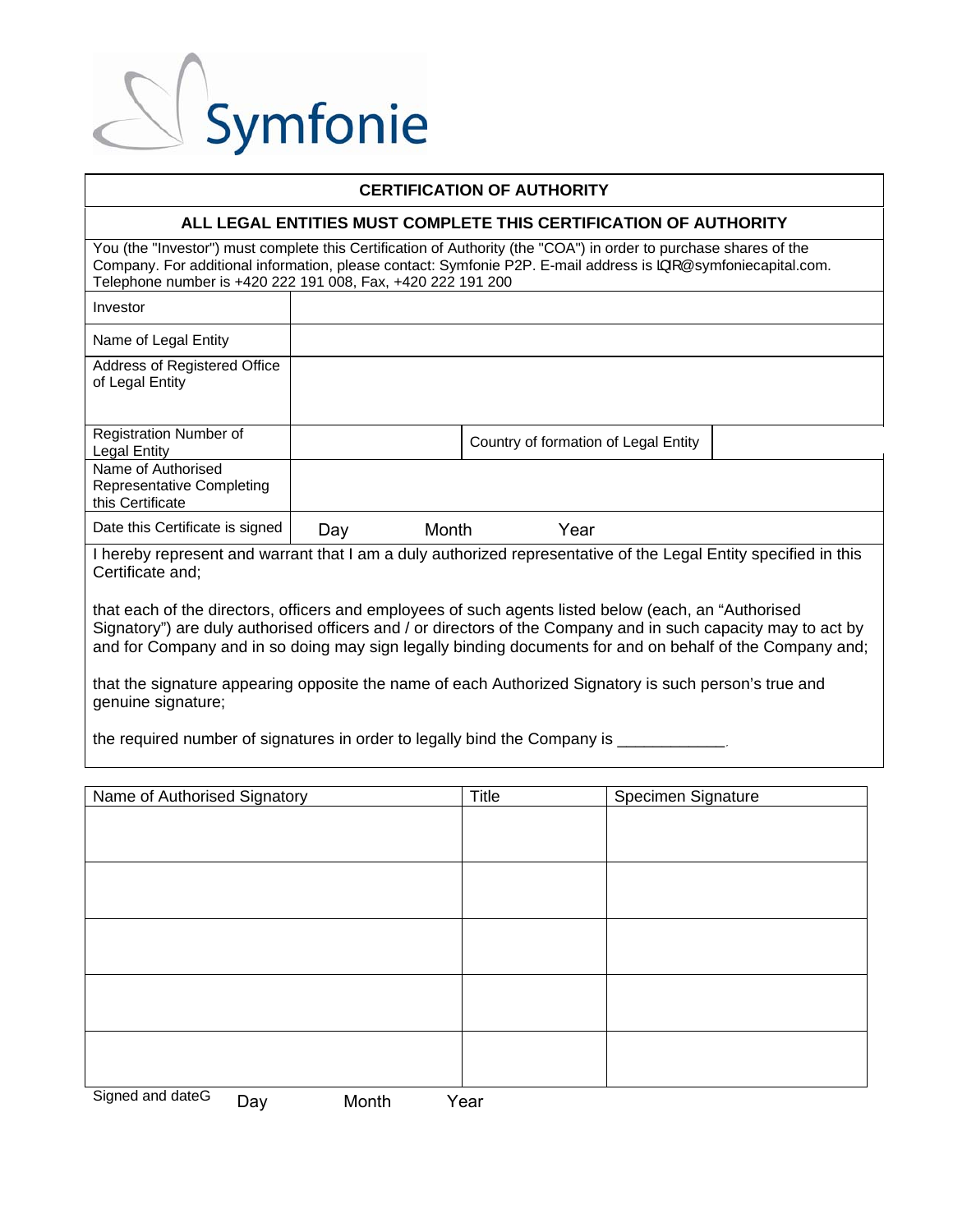Symfonie

| **CERTIFICATION OF AUTHORITY** | | | |
|---|---|---|---|
| **ALL LEGAL ENTITIES MUST COMPLETE THIS CERTIFICATION OF AUTHORITY** | | | |
| You (the "Investor") must complete this Certification of Authority (the "COA") in order to purchase shares of the Company. For additional information, please contact: Symfonie P2P. E-mail address is LQR@symfoniecapital.com. Telephone number is +420 222 191 008, Fax, +420 222 191 200 | | | |
| Investor | | | |
| Name of Legal Entity | | | |
| Address of Registered Office of Legal Entity | | | |
| Registration Number of Legal Entity | | Country of formation of Legal Entity | |
| Name of Authorised Representative Completing this Certificate | | | |
| Date this Certificate is signed | Day Month Year | | |

I hereby represent and warrant that I am a duly authorized representative of the Legal Entity specified in this Certificate and;

that each of the directors, officers and employees of such agents listed below (each, an "Authorised Signatory") are duly authorised officers and / or directors of the Company and in such capacity may to act by and for Company and in so doing may sign legally binding documents for and on behalf of the Company and;

that the signature appearing opposite the name of each Authorized Signatory is such person's true and genuine signature;

the required number of signatures in order to legally bind the Company is ____________.

| Name of Authorised Signatory | Title | Specimen Signature |
|---|---|---|
| | | |
| | | |
| | | |
| | | |
| | | |

Signed and dateG Day Month Year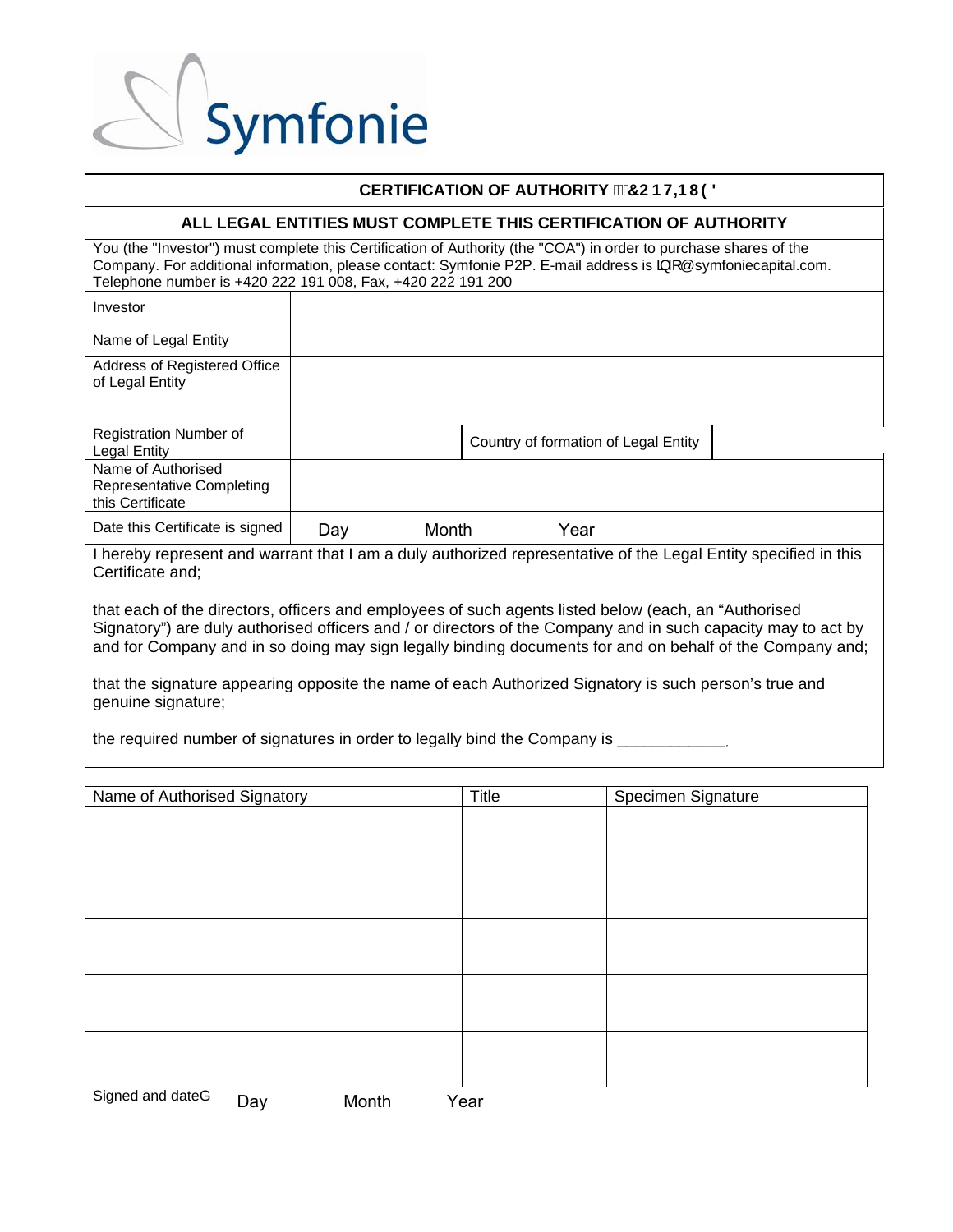Symfonie

| CERTIFICATION OF AUTHORITY (CONTINUED) | | | |
|---|---|---|---|
| **ALL LEGAL ENTITIES MUST COMPLETE THIS CERTIFICATION OF AUTHORITY** | | | |
| You (the "Investor") must complete this Certification of Authority (the "COA") in order to purchase shares of the Company. For additional information, please contact: Symfonie P2P. E-mail address is info@symfoniecapital.com. Telephone number is +420 222 191 008, Fax, +420 222 191 200 | | | |
| Investor | | | |
| Name of Legal Entity | | | |
| Address of Registered Office of Legal Entity | | | |
| Registration Number of Legal Entity | | Country of formation of Legal Entity | |
| Name of Authorised Representative Completing this Certificate | | | |
| Date this Certificate is signed | Day Month Year | | |

I hereby represent and warrant that I am a duly authorized representative of the Legal Entity specified in this Certificate and;

that each of the directors, officers and employees of such agents listed below (each, an "Authorised Signatory") are duly authorised officers and / or directors of the Company and in such capacity may to act by and for Company and in so doing may sign legally binding documents for and on behalf of the Company and;

that the signature appearing opposite the name of each Authorized Signatory is such person's true and genuine signature;

the required number of signatures in order to legally bind the Company is ____________.

| Name of Authorised Signatory | Title | Specimen Signature |
|---|---|---|
| | | |
| | | |
| | | |
| | | |
| | | |

Signed and dated: Day Month Year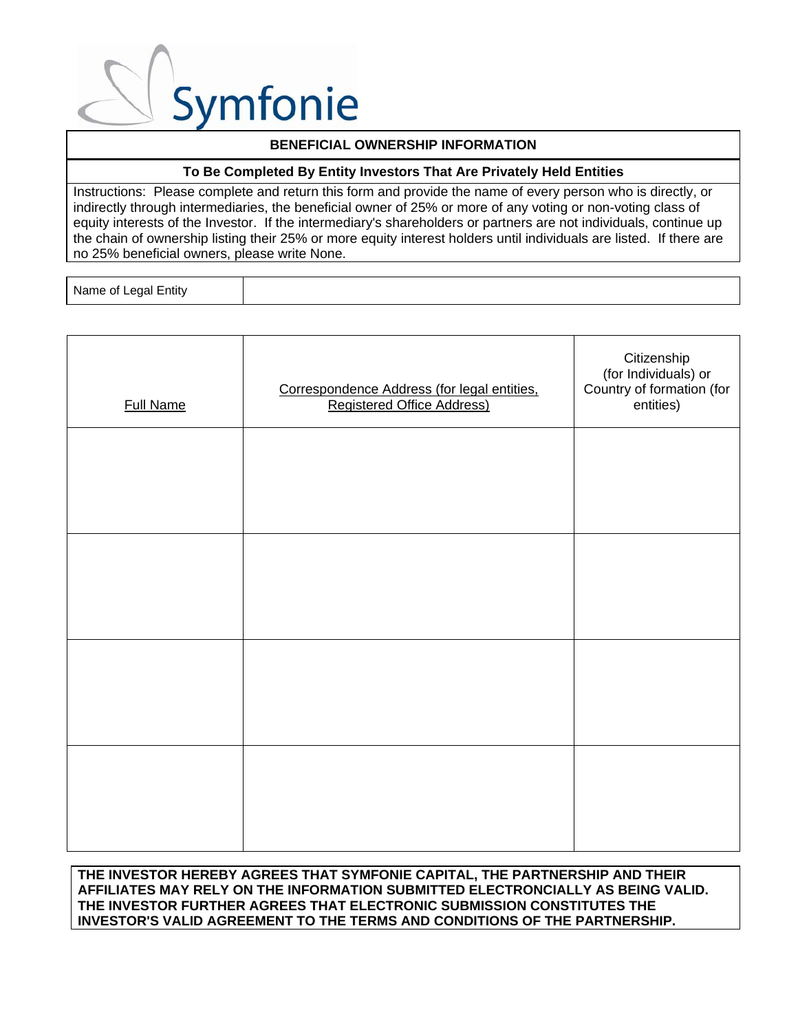Symfonie

## BENEFICIAL OWNERSHIP INFORMATION

### To Be Completed By Entity Investors That Are Privately Held Entities

Instructions: Please complete and return this form and provide the name of every person who is directly, or indirectly through intermediaries, the beneficial owner of 25% or more of any voting or non-voting class of equity interests of the Investor. If the intermediary's shareholders or partners are not individuals, continue up the chain of ownership listing their 25% or more equity interest holders until individuals are listed. If there are no 25% beneficial owners, please write None.

| Name of Legal Entity | |
|---|---|

| Full Name | Correspondence Address (for legal entities, Registered Office Address) | Citizenship (for Individuals) or Country of formation (for entities) |
|---|---|---|
| | | |
| | | |
| | | |
| | | |

**THE INVESTOR HEREBY AGREES THAT SYMFONIE CAPITAL, THE PARTNERSHIP AND THEIR AFFILIATES MAY RELY ON THE INFORMATION SUBMITTED ELECTRONCIALLY AS BEING VALID. THE INVESTOR FURTHER AGREES THAT ELECTRONIC SUBMISSION CONSTITUTES THE INVESTOR'S VALID AGREEMENT TO THE TERMS AND CONDITIONS OF THE PARTNERSHIP.**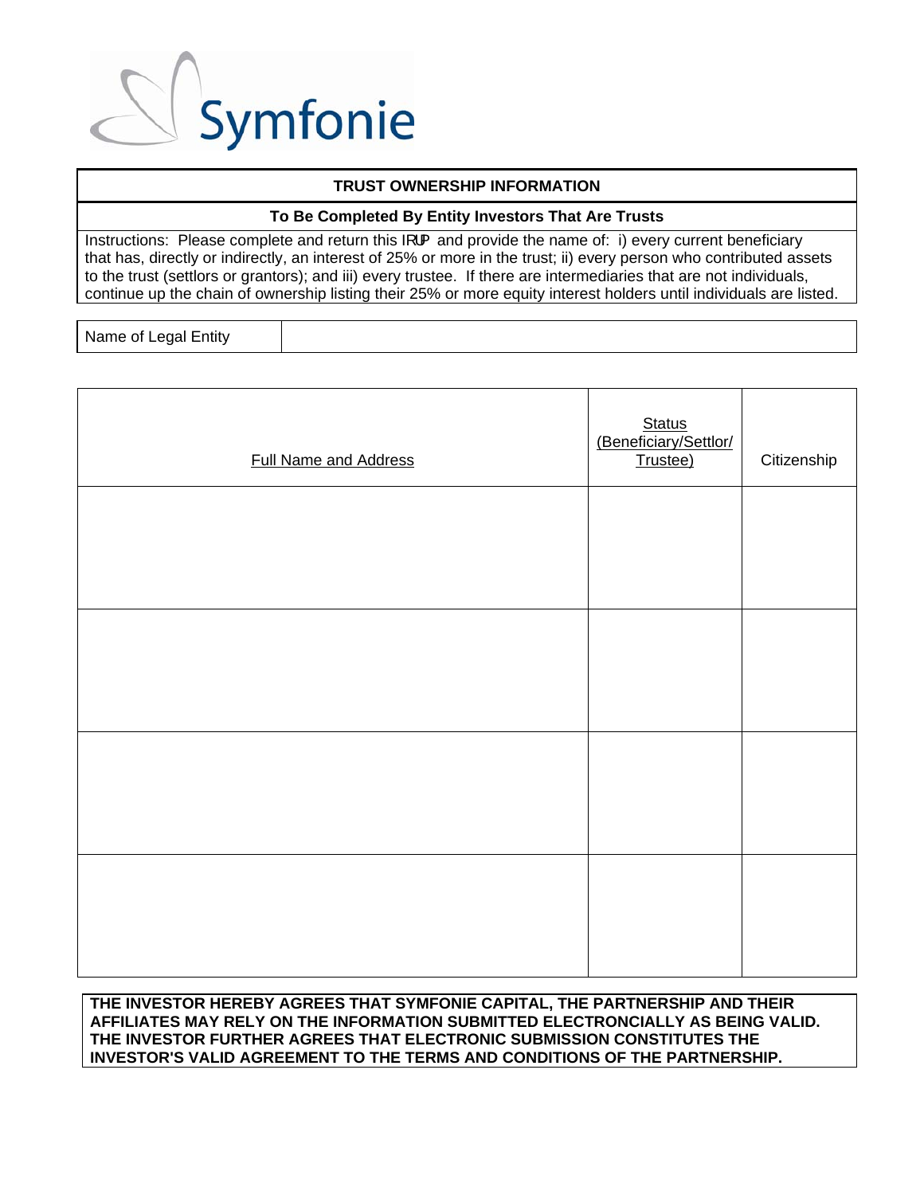Symfonie

## TRUST OWNERSHIP INFORMATION

**To Be Completed By Entity Investors That Are Trusts**

Instructions: Please complete and return this IRUP and provide the name of: i) every current beneficiary that has, directly or indirectly, an interest of 25% or more in the trust; ii) every person who contributed assets to the trust (settlors or grantors); and iii) every trustee. If there are intermediaries that are not individuals, continue up the chain of ownership listing their 25% or more equity interest holders until individuals are listed.

| Name of Legal Entity | |
|---|---|

| Full Name and Address | Status (Beneficiary/Settlor/ Trustee) | Citizenship |
|---|---|---|
| | | |
| | | |
| | | |
| | | |

**THE INVESTOR HEREBY AGREES THAT SYMFONIE CAPITAL, THE PARTNERSHIP AND THEIR AFFILIATES MAY RELY ON THE INFORMATION SUBMITTED ELECTRONCIALLY AS BEING VALID. THE INVESTOR FURTHER AGREES THAT ELECTRONIC SUBMISSION CONSTITUTES THE INVESTOR'S VALID AGREEMENT TO THE TERMS AND CONDITIONS OF THE PARTNERSHIP.**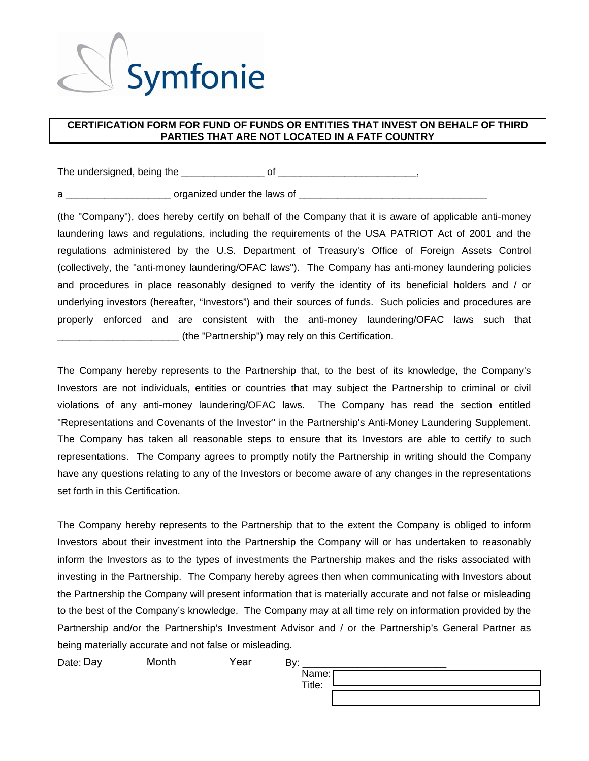Symfonie

**CERTIFICATION FORM FOR FUND OF FUNDS OR ENTITIES THAT INVEST ON BEHALF OF THIRD PARTIES THAT ARE NOT LOCATED IN A FATF COUNTRY**

The undersigned, being the _______________ of _________________________,

a ___________________ organized under the laws of __________________________________

(the "Company"), does hereby certify on behalf of the Company that it is aware of applicable anti-money laundering laws and regulations, including the requirements of the USA PATRIOT Act of 2001 and the regulations administered by the U.S. Department of Treasury's Office of Foreign Assets Control (collectively, the "anti-money laundering/OFAC laws"). The Company has anti-money laundering policies and procedures in place reasonably designed to verify the identity of its beneficial holders and / or underlying investors (hereafter, "Investors") and their sources of funds. Such policies and procedures are properly enforced and are consistent with the anti-money laundering/OFAC laws such that ______________________ (the "Partnership") may rely on this Certification.

The Company hereby represents to the Partnership that, to the best of its knowledge, the Company's Investors are not individuals, entities or countries that may subject the Partnership to criminal or civil violations of any anti-money laundering/OFAC laws. The Company has read the section entitled "Representations and Covenants of the Investor" in the Partnership's Anti-Money Laundering Supplement. The Company has taken all reasonable steps to ensure that its Investors are able to certify to such representations. The Company agrees to promptly notify the Partnership in writing should the Company have any questions relating to any of the Investors or become aware of any changes in the representations set forth in this Certification.

The Company hereby represents to the Partnership that to the extent the Company is obliged to inform Investors about their investment into the Partnership the Company will or has undertaken to reasonably inform the Investors as to the types of investments the Partnership makes and the risks associated with investing in the Partnership. The Company hereby agrees then when communicating with Investors about the Partnership the Company will present information that is materially accurate and not false or misleading to the best of the Company's knowledge. The Company may at all time rely on information provided by the Partnership and/or the Partnership's Investment Advisor and / or the Partnership's General Partner as being materially accurate and not false or misleading.

Date: Day Month Year

By: __________________________

Name:

Title: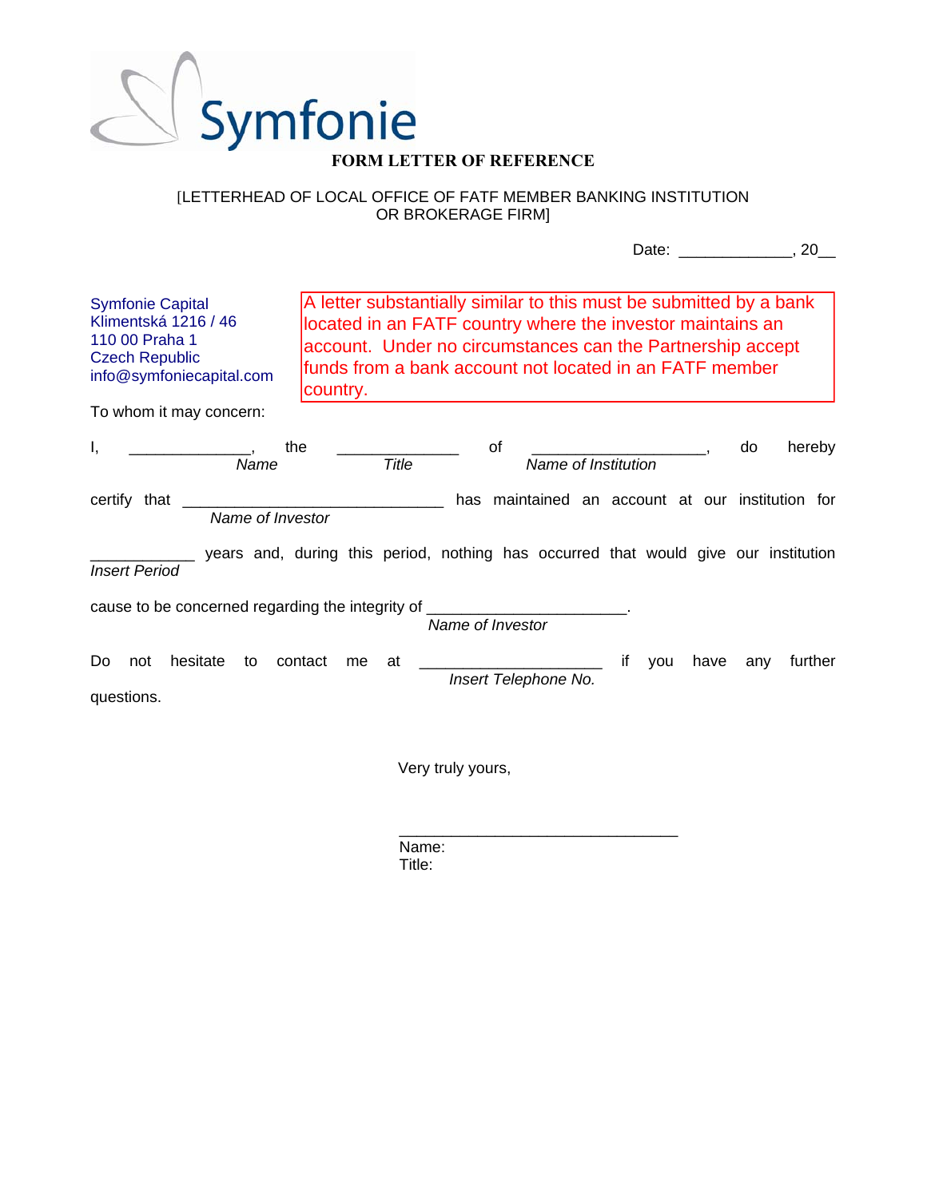Symfonie

# FORM LETTER OF REFERENCE

[LETTERHEAD OF LOCAL OFFICE OF FATF MEMBER BANKING INSTITUTION OR BROKERAGE FIRM]

Date: _____________, 20__

Symfonie Capital
Klimentská 1216 / 46
110 00 Praha 1
Czech Republic
info@symfoniecapital.com

A letter substantially similar to this must be submitted by a bank located in an FATF country where the investor maintains an account. Under no circumstances can the Partnership accept funds from a bank account not located in an FATF member country.

To whom it may concern:

I, ______________ (*Name*), the ______________ (*Title*) of ____________________ (*Name of Institution*), do hereby certify that ______________________________ (*Name of Investor*) has maintained an account at our institution for ____________ (*Insert Period*) years and, during this period, nothing has occurred that would give our institution cause to be concerned regarding the integrity of ______________________ (*Name of Investor*).

Do not hesitate to contact me at ____________________ (*Insert Telephone No.*) if you have any further questions.

Very truly yours,

________________________________
Name:
Title: